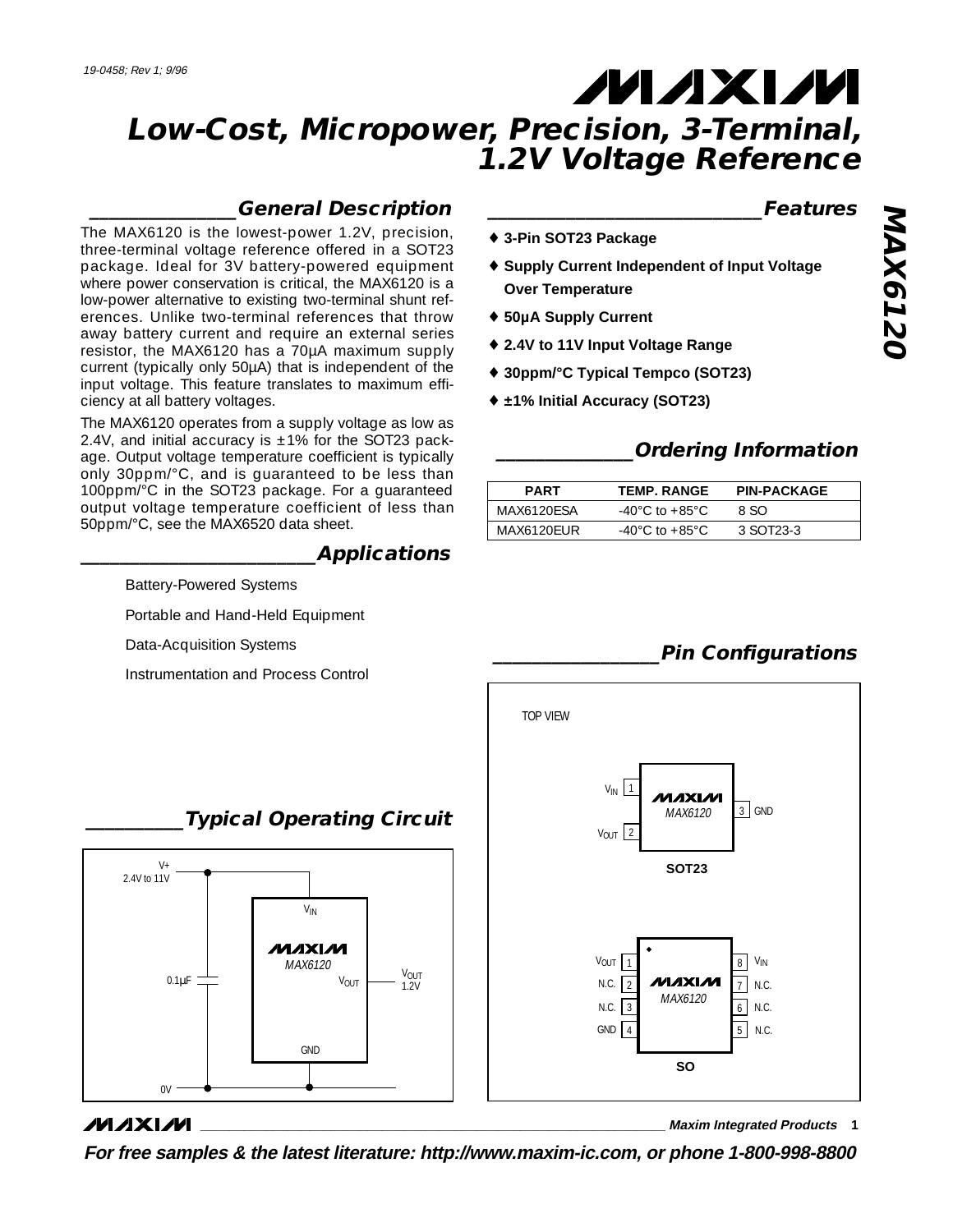19-0458; Rev 1; 9/96

# Low-Cost, Micropower, Precision, 3-Terminal, 1.2V Voltage Reference

## General Description

The MAX6120 is the lowest-power 1.2V, precision, three-terminal voltage reference offered in a SOT23 package. Ideal for 3V battery-powered equipment where power conservation is critical, the MAX6120 is a low-power alternative to existing two-terminal shunt references. Unlike two-terminal references that throw away battery current and require an external series resistor, the MAX6120 has a 70µA maximum supply current (typically only 50µA) that is independent of the input voltage. This feature translates to maximum efficiency at all battery voltages.

The MAX6120 operates from a supply voltage as low as 2.4V, and initial accuracy is ±1% for the SOT23 package. Output voltage temperature coefficient is typically only 30ppm/°C, and is guaranteed to be less than 100ppm/°C in the SOT23 package. For a guaranteed output voltage temperature coefficient of less than 50ppm/°C, see the MAX6520 data sheet.

## Applications

- Battery-Powered Systems
- Portable and Hand-Held Equipment
- Data-Acquisition Systems
- Instrumentation and Process Control

## Features

- ♦ **3-Pin SOT23 Package**
- ♦ **Supply Current Independent of Input Voltage Over Temperature**
- ♦ **50µA Supply Current**
- ♦ **2.4V to 11V Input Voltage Range**
- ♦ **30ppm/°C Typical Tempco (SOT23)**
- ♦ **±1% Initial Accuracy (SOT23)**

## Ordering Information

| PART | TEMP. RANGE | PIN-PACKAGE |
|---|---|---|
| MAX6120ESA | -40°C to +85°C | 8 SO |
| MAX6120EUR | -40°C to +85°C | 3 SOT23-3 |

## Typical Operating Circuit

V+ 2.4V to 11V connected to $V_{IN}$ of MAX6120, with a 0.1µF capacitor to 0V; $V_{OUT}$ = 1.2V; GND to 0V.

## Pin Configurations

TOP VIEW

**SOT23**

| Pin | Name |
|---|---|
| 1 | $V_{IN}$ |
| 2 | $V_{OUT}$ |
| 3 | GND |

**SO**

| Pin | Name | Pin | Name |
|---|---|---|---|
| 1 | $V_{OUT}$ | 8 | $V_{IN}$ |
| 2 | N.C. | 7 | N.C. |
| 3 | N.C. | 6 | N.C. |
| 4 | GND | 5 | N.C. |

Maxim Integrated Products

**For free samples & the latest literature: http://www.maxim-ic.com, or phone 1-800-998-8800**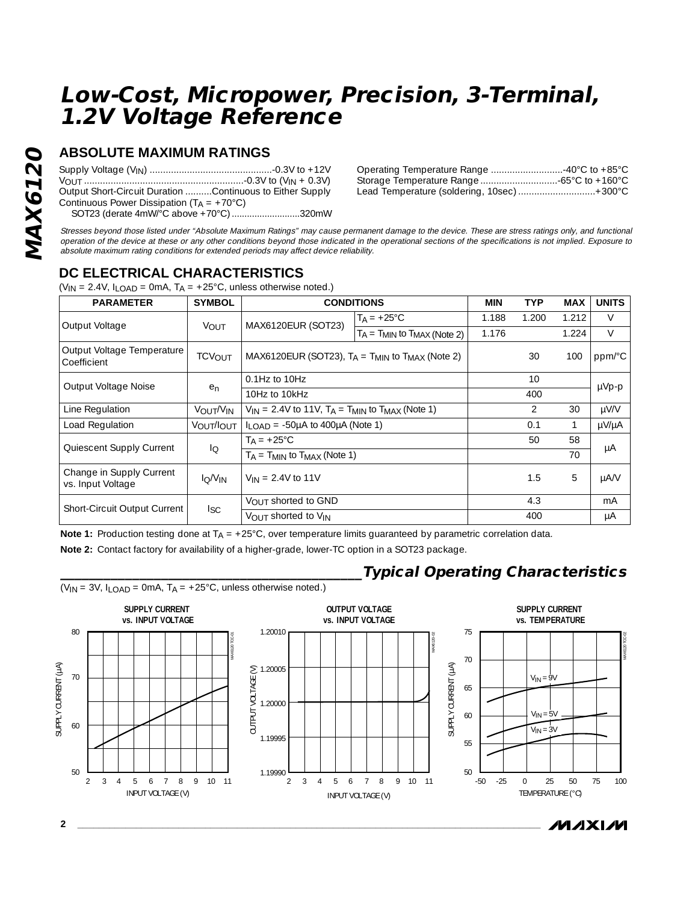# Low-Cost, Micropower, Precision, 3-Terminal, 1.2V Voltage Reference

## ABSOLUTE MAXIMUM RATINGS

Supply Voltage ($V_{IN}$) ..............................................-0.3V to +12V
$V_{OUT}$ ............................................................-0.3V to ($V_{IN}$ + 0.3V)
Output Short-Circuit Duration ..........Continuous to Either Supply
Continuous Power Dissipation ($T_A$ = +70°C)
SOT23 (derate 4mW/°C above +70°C)..........................320mW

Operating Temperature Range ...........................-40°C to +85°C
Storage Temperature Range .............................-65°C to +160°C
Lead Temperature (soldering, 10sec) .............................+300°C

*Stresses beyond those listed under "Absolute Maximum Ratings" may cause permanent damage to the device. These are stress ratings only, and functional operation of the device at these or any other conditions beyond those indicated in the operational sections of the specifications is not implied. Exposure to absolute maximum rating conditions for extended periods may affect device reliability.*

## DC ELECTRICAL CHARACTERISTICS

($V_{IN}$ = 2.4V, $I_{LOAD}$ = 0mA, $T_A$ = +25°C, unless otherwise noted.)

| PARAMETER | SYMBOL | CONDITIONS | | MIN | TYP | MAX | UNITS |
|---|---|---|---|---|---|---|---|
| Output Voltage | $V_{OUT}$ | MAX6120EUR (SOT23) | $T_A$ = +25°C | 1.188 | 1.200 | 1.212 | V |
| | | | $T_A$ = $T_{MIN}$ to $T_{MAX}$ (Note 2) | 1.176 | | 1.224 | V |
| Output Voltage Temperature Coefficient | $TCV_{OUT}$ | MAX6120EUR (SOT23), $T_A$ = $T_{MIN}$ to $T_{MAX}$ (Note 2) | | | 30 | 100 | ppm/°C |
| Output Voltage Noise | $e_n$ | 0.1Hz to 10Hz | | | 10 | | µVp-p |
| | | 10Hz to 10kHz | | | 400 | | |
| Line Regulation | $V_{OUT}/V_{IN}$ | $V_{IN}$ = 2.4V to 11V, $T_A$ = $T_{MIN}$ to $T_{MAX}$ (Note 1) | | | 2 | 30 | µV/V |
| Load Regulation | $V_{OUT}/I_{OUT}$ | $I_{LOAD}$ = -50µA to 400µA (Note 1) | | | 0.1 | 1 | µV/µA |
| Quiescent Supply Current | $I_Q$ | $T_A$ = +25°C | | | 50 | 58 | µA |
| | | $T_A$ = $T_{MIN}$ to $T_{MAX}$ (Note 1) | | | | 70 | |
| Change in Supply Current vs. Input Voltage | $I_Q/V_{IN}$ | $V_{IN}$ = 2.4V to 11V | | | 1.5 | 5 | µA/V |
| Short-Circuit Output Current | $I_{SC}$ | $V_{OUT}$ shorted to GND | | | 4.3 | | mA |
| | | $V_{OUT}$ shorted to $V_{IN}$ | | | 400 | | µA |

**Note 1:** Production testing done at $T_A$ = +25°C, over temperature limits guaranteed by parametric correlation data.

**Note 2:** Contact factory for availability of a higher-grade, lower-TC option in a SOT23 package.

## Typical Operating Characteristics

($V_{IN}$ = 3V, $I_{LOAD}$ = 0mA, $T_A$ = +25°C, unless otherwise noted.)

SUPPLY CURRENT vs. INPUT VOLTAGE

OUTPUT VOLTAGE vs. INPUT VOLTAGE

SUPPLY CURRENT vs. TEMPERATURE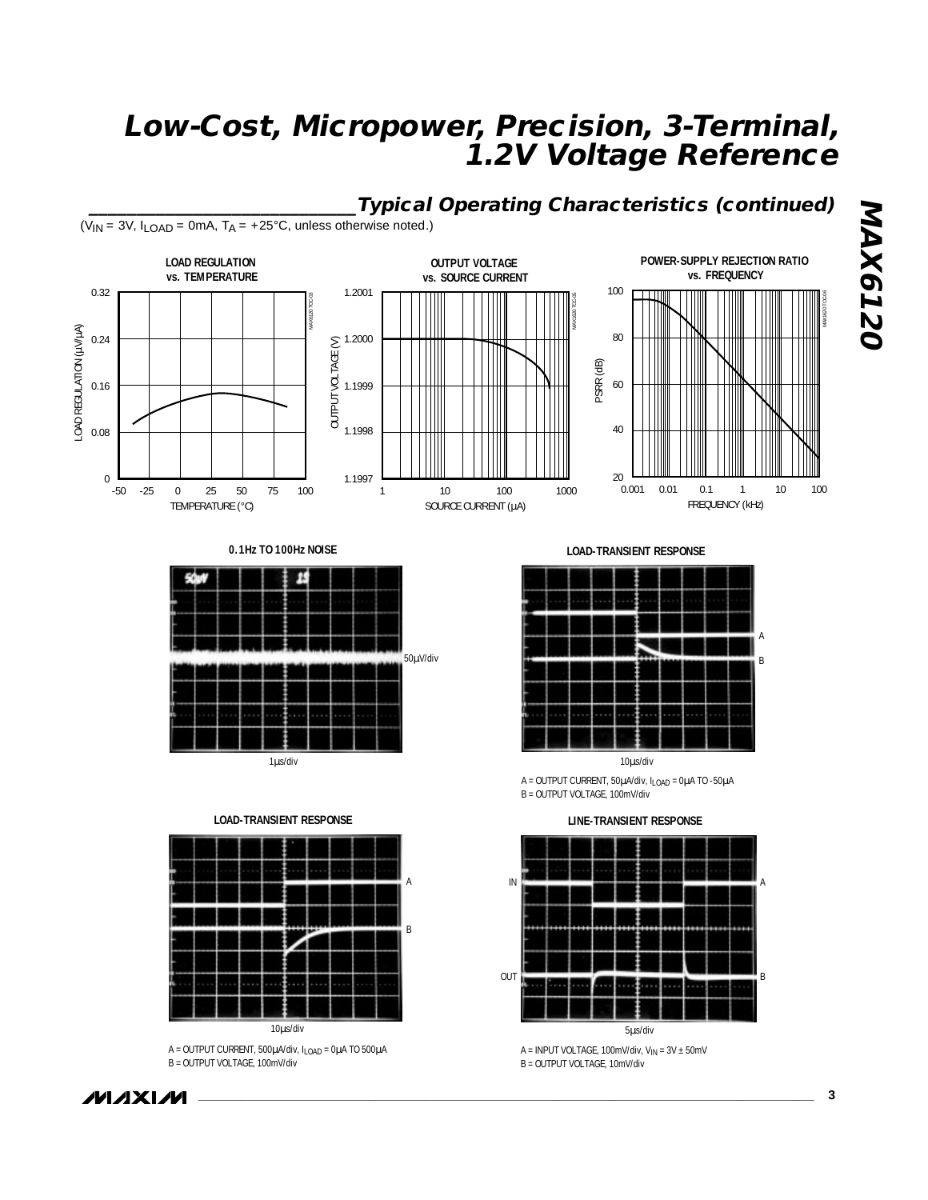## Typical Operating Characteristics (continued)

($V_{IN}$ = 3V, $I_{LOAD}$ = 0mA, $T_A$ = +25°C, unless otherwise noted.)

**LOAD REGULATION vs. TEMPERATURE**

**OUTPUT VOLTAGE vs. SOURCE CURRENT**

**POWER-SUPPLY REJECTION RATIO vs. FREQUENCY**

**0.1Hz TO 100Hz NOISE**

50µV/div

1µs/div

**LOAD-TRANSIENT RESPONSE**

10µs/div

A = OUTPUT CURRENT, 50µA/div, $I_{LOAD}$ = 0µA TO -50µA
B = OUTPUT VOLTAGE, 100mV/div

**LOAD-TRANSIENT RESPONSE**

10µs/div

A = OUTPUT CURRENT, 500µA/div, $I_{LOAD}$ = 0µA TO 500µA
B = OUTPUT VOLTAGE, 100mV/div

**LINE-TRANSIENT RESPONSE**

5µs/div

A = INPUT VOLTAGE, 100mV/div, $V_{IN}$ = 3V ± 50mV
B = OUTPUT VOLTAGE, 10mV/div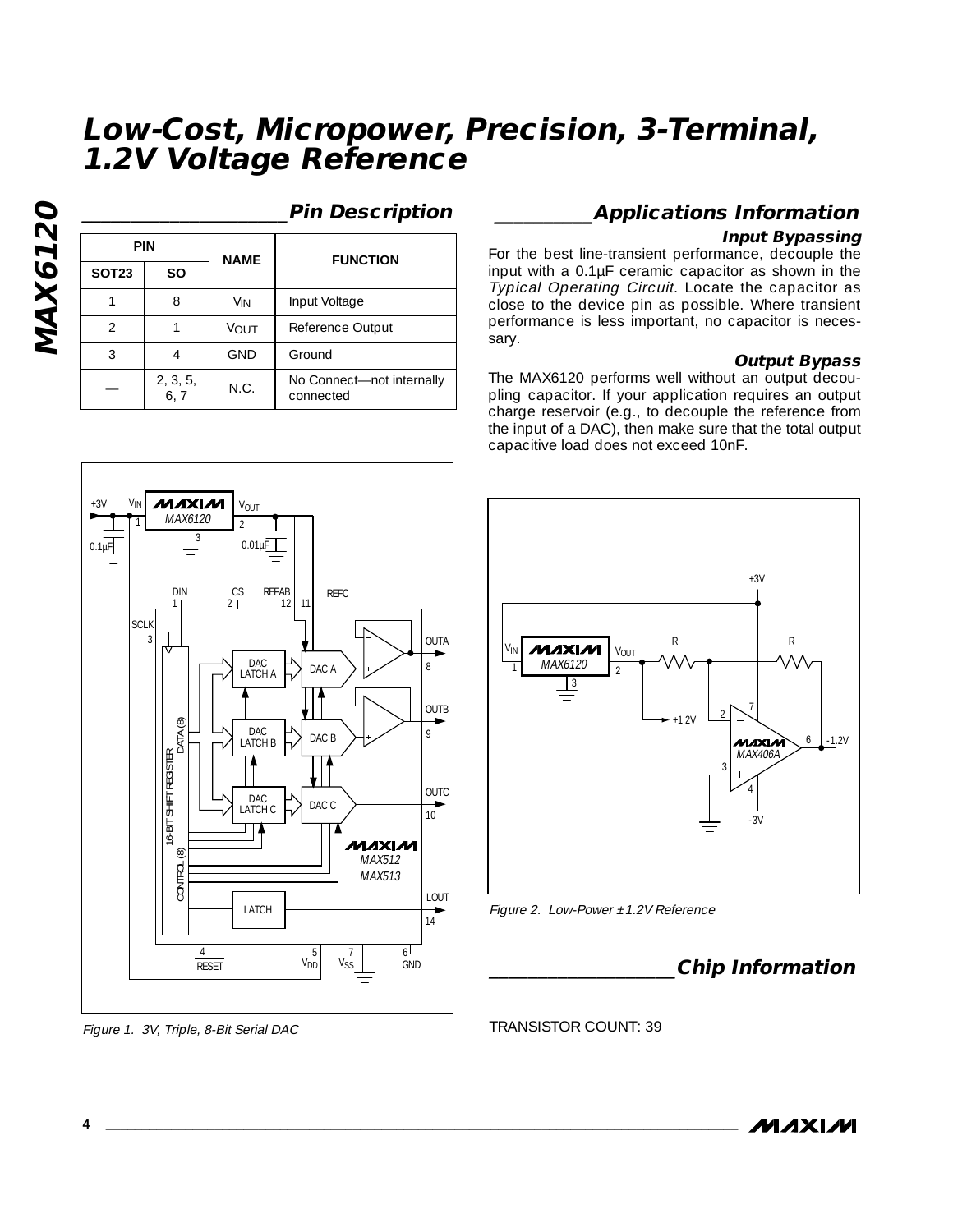## Pin Description

| PIN | | NAME | FUNCTION |
|---|---|---|---|
| SOT23 | SO | | |
| 1 | 8 | $V_{IN}$ | Input Voltage |
| 2 | 1 | $V_{OUT}$ | Reference Output |
| 3 | 4 | GND | Ground |
| — | 2, 3, 5, 6, 7 | N.C. | No Connect—not internally connected |

Figure 1. 3V, Triple, 8-Bit Serial DAC

## Applications Information

### Input Bypassing

For the best line-transient performance, decouple the input with a 0.1µF ceramic capacitor as shown in the *Typical Operating Circuit*. Locate the capacitor as close to the device pin as possible. Where transient performance is less important, no capacitor is necessary.

### Output Bypass

The MAX6120 performs well without an output decoupling capacitor. If your application requires an output charge reservoir (e.g., to decouple the reference from the input of a DAC), then make sure that the total output capacitive load does not exceed 10nF.

Figure 2. Low-Power ±1.2V Reference

## Chip Information

TRANSISTOR COUNT: 39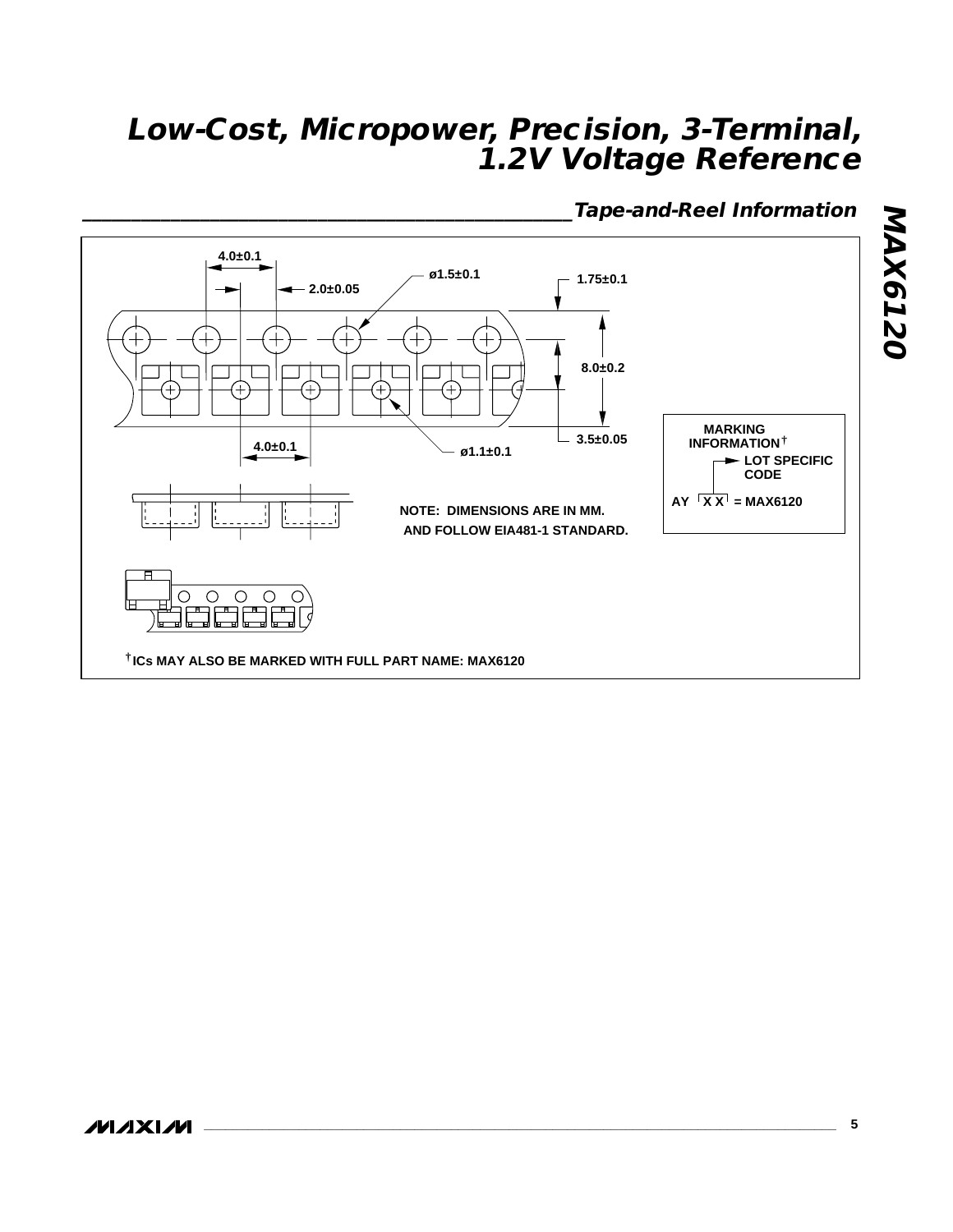## Tape-and-Reel Information

4.0±0.1

2.0±0.05

ø1.5±0.1

1.75±0.1

8.0±0.2

3.5±0.05

4.0±0.1

ø1.1±0.1

NOTE: DIMENSIONS ARE IN MM.
AND FOLLOW EIA481-1 STANDARD.

MARKING INFORMATION†

LOT SPECIFIC CODE

AY XX = MAX6120

†ICs MAY ALSO BE MARKED WITH FULL PART NAME: MAX6120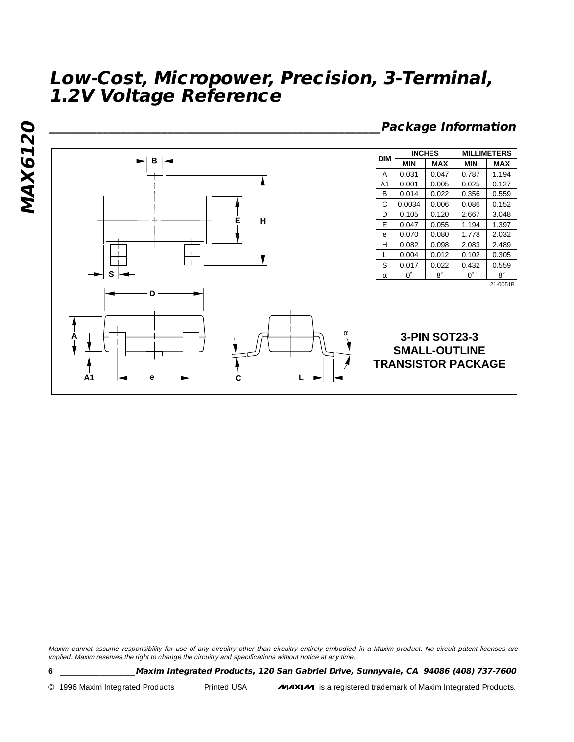## Package Information

| DIM | INCHES | | MILLIMETERS | |
|---|---|---|---|---|
| | MIN | MAX | MIN | MAX |
| A | 0.031 | 0.047 | 0.787 | 1.194 |
| A1 | 0.001 | 0.005 | 0.025 | 0.127 |
| B | 0.014 | 0.022 | 0.356 | 0.559 |
| C | 0.0034 | 0.006 | 0.086 | 0.152 |
| D | 0.105 | 0.120 | 2.667 | 3.048 |
| E | 0.047 | 0.055 | 1.194 | 1.397 |
| e | 0.070 | 0.080 | 1.778 | 2.032 |
| H | 0.082 | 0.098 | 2.083 | 2.489 |
| L | 0.004 | 0.012 | 0.102 | 0.305 |
| S | 0.017 | 0.022 | 0.432 | 0.559 |
| α | 0° | 8° | 0° | 8° |

21-0051B

B
E
H
S
D
A
A1
e
C
L
α

**3-PIN SOT23-3 SMALL-OUTLINE TRANSISTOR PACKAGE**

*Maxim cannot assume responsibility for use of any circuitry other than circuitry entirely embodied in a Maxim product. No circuit patent licenses are implied. Maxim reserves the right to change the circuitry and specifications without notice at any time.*

***Maxim Integrated Products, 120 San Gabriel Drive, Sunnyvale, CA 94086 (408) 737-7600***

© 1996 Maxim Integrated Products Printed USA MAXIM is a registered trademark of Maxim Integrated Products.